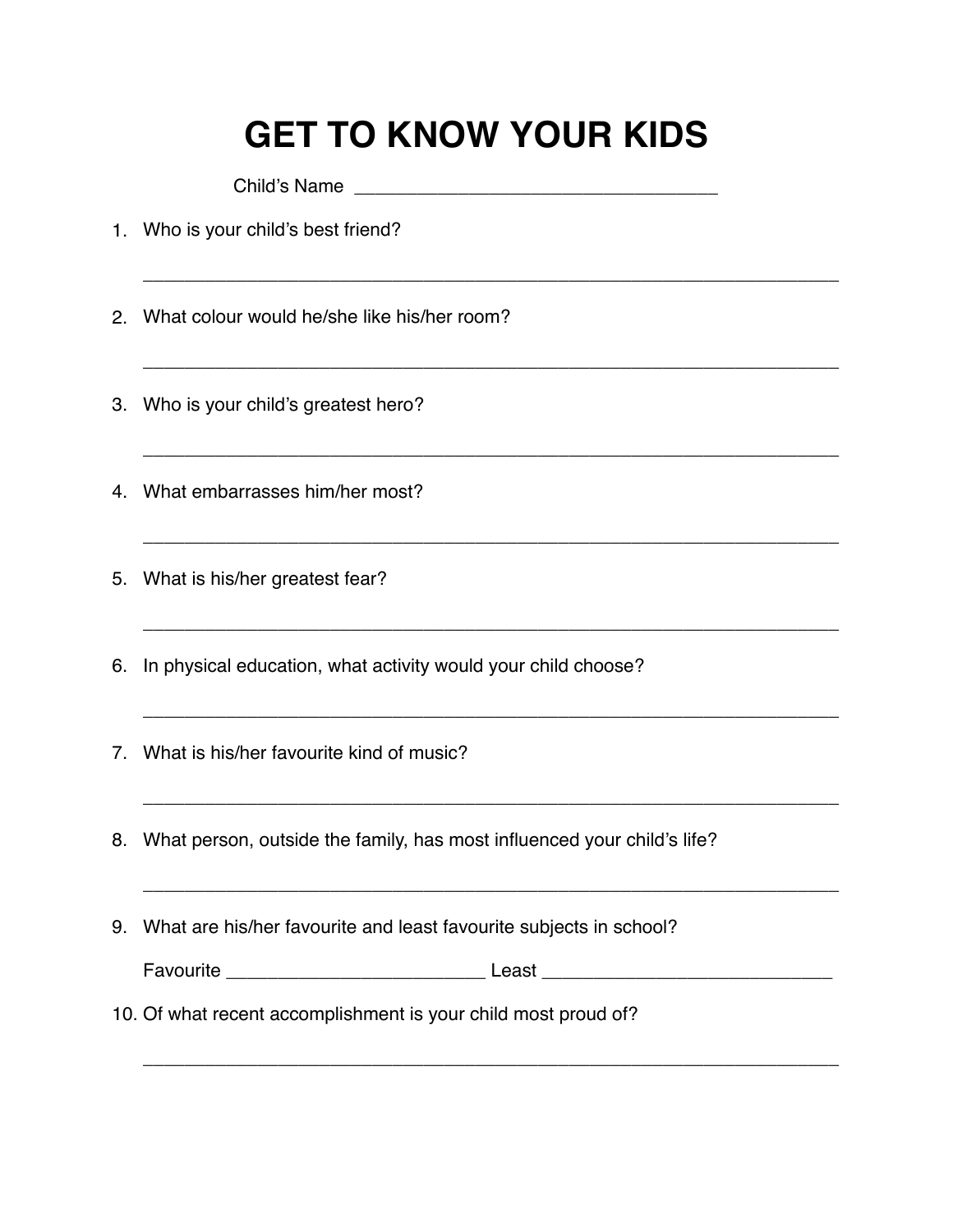# GET TO KNOW YOUR KIDS

Child's Name ___________________________________

1. Who is your child's best friend?

   ___________________________________________________________________

2. What colour would he/she like his/her room?

   ___________________________________________________________________

3. Who is your child's greatest hero?

   ___________________________________________________________________

4. What embarrasses him/her most?

   ___________________________________________________________________

5. What is his/her greatest fear?

   ___________________________________________________________________

6. In physical education, what activity would your child choose?

   ___________________________________________________________________

7. What is his/her favourite kind of music?

   ___________________________________________________________________

8. What person, outside the family, has most influenced your child's life?

   ___________________________________________________________________

9. What are his/her favourite and least favourite subjects in school?

   Favourite _________________________ Least ____________________________

10. Of what recent accomplishment is your child most proud of?

    ___________________________________________________________________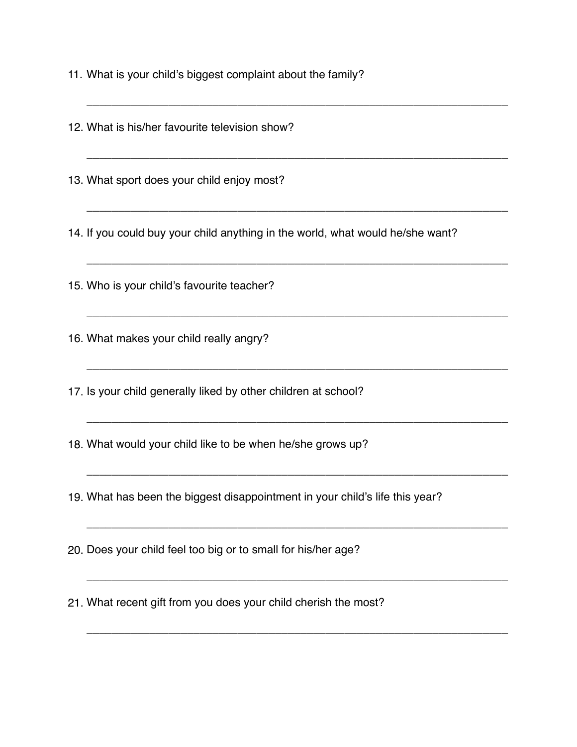11. What is your child's biggest complaint about the family?

_______________________________________________________________

12. What is his/her favourite television show?

_______________________________________________________________

13. What sport does your child enjoy most?

_______________________________________________________________

14. If you could buy your child anything in the world, what would he/she want?

_______________________________________________________________

15. Who is your child's favourite teacher?

_______________________________________________________________

16. What makes your child really angry?

_______________________________________________________________

17. Is your child generally liked by other children at school?

_______________________________________________________________

18. What would your child like to be when he/she grows up?

_______________________________________________________________

19. What has been the biggest disappointment in your child's life this year?

_______________________________________________________________

20. Does your child feel too big or to small for his/her age?

_______________________________________________________________

21. What recent gift from you does your child cherish the most?

_______________________________________________________________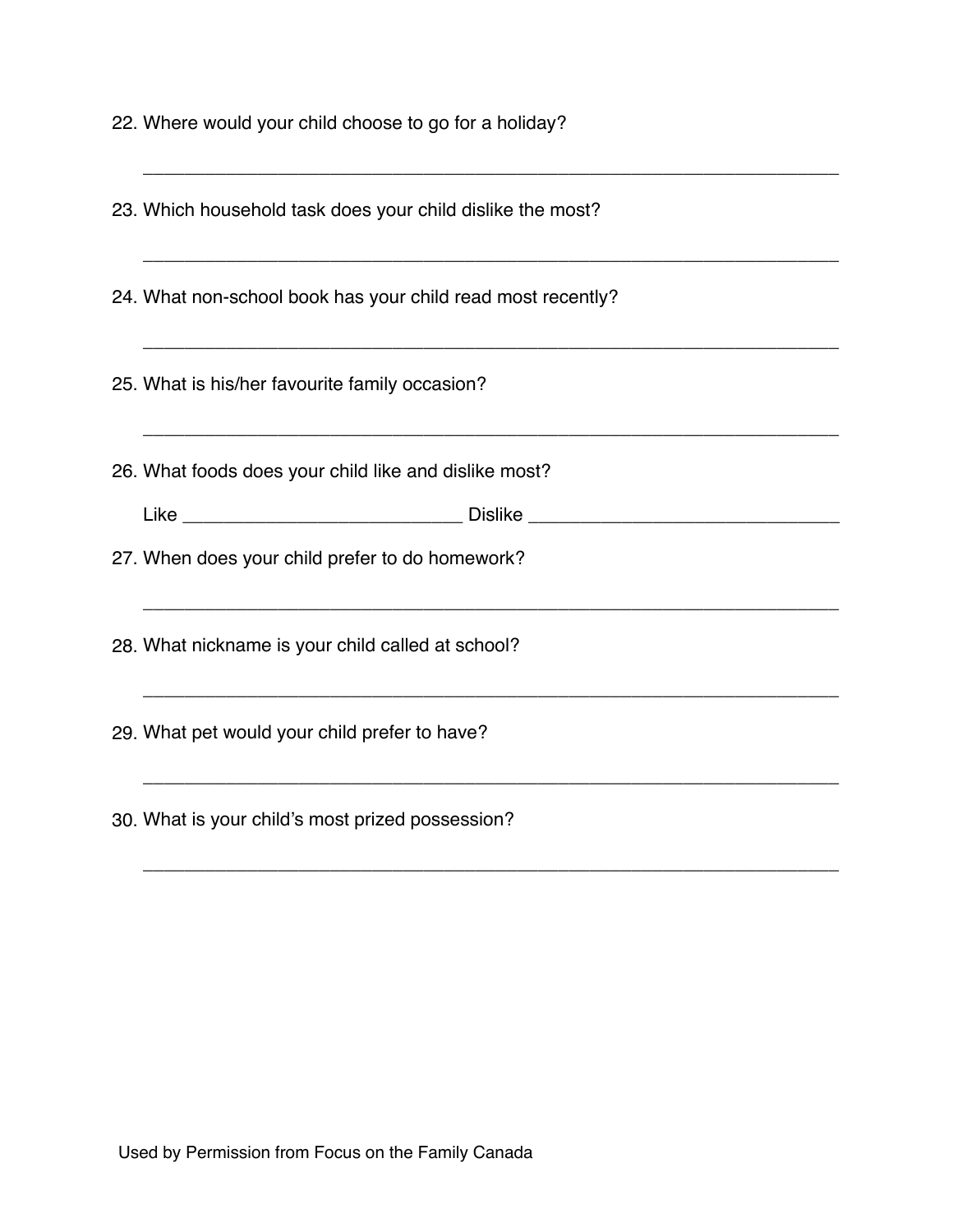22. Where would your child choose to go for a holiday?

______________________________________________________________________

23. Which household task does your child dislike the most?

______________________________________________________________________

24. What non-school book has your child read most recently?

______________________________________________________________________

25. What is his/her favourite family occasion?

______________________________________________________________________

26. What foods does your child like and dislike most?

    Like ____________________________ Dislike _______________________________

27. When does your child prefer to do homework?

______________________________________________________________________

28. What nickname is your child called at school?

______________________________________________________________________

29. What pet would your child prefer to have?

______________________________________________________________________

30. What is your child's most prized possession?

______________________________________________________________________

Used by Permission from Focus on the Family Canada